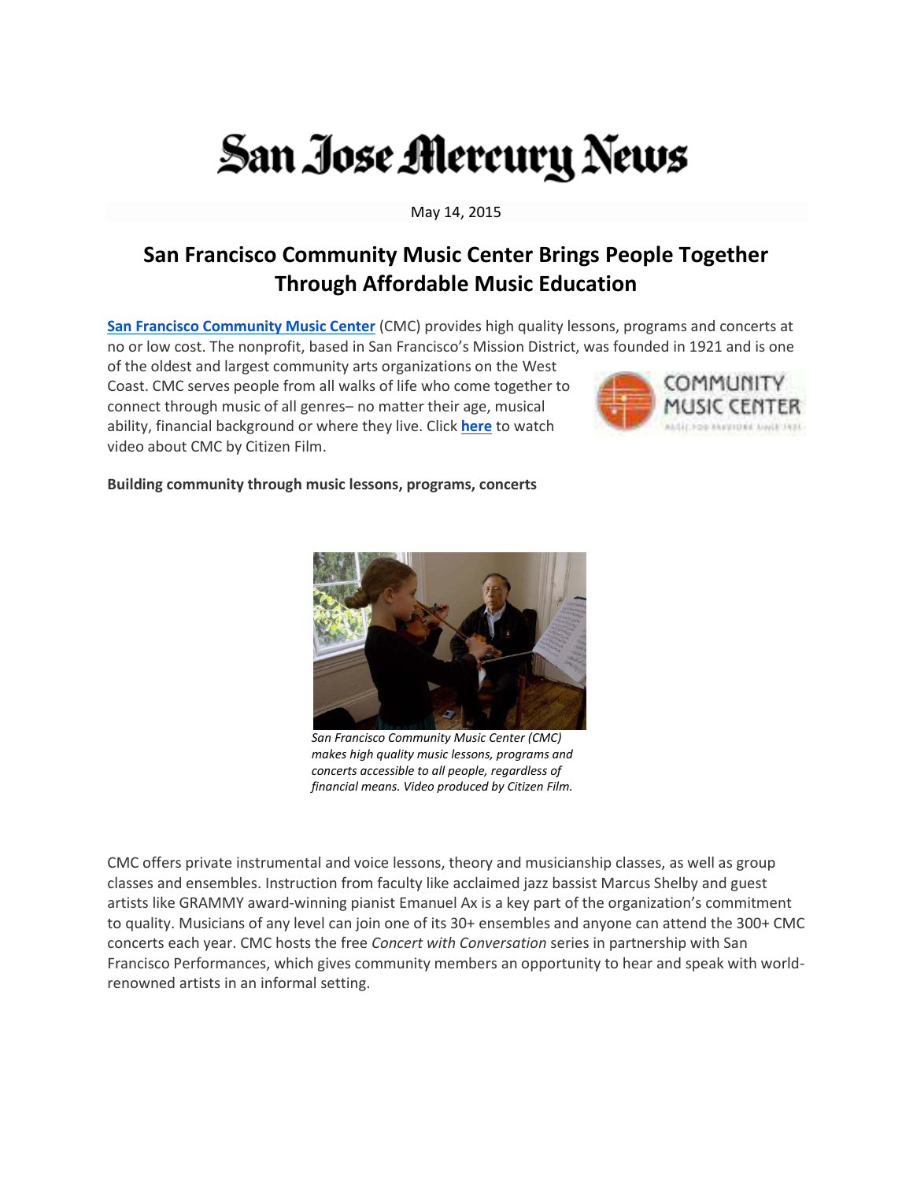San Jose Mercury News

May 14, 2015

# San Francisco Community Music Center Brings People Together Through Affordable Music Education

**San Francisco Community Music Center** (CMC) provides high quality lessons, programs and concerts at no or low cost. The nonprofit, based in San Francisco's Mission District, was founded in 1921 and is one of the oldest and largest community arts organizations on the West Coast. CMC serves people from all walks of life who come together to connect through music of all genres– no matter their age, musical ability, financial background or where they live. Click **here** to watch video about CMC by Citizen Film.

**Building community through music lessons, programs, concerts**

*San Francisco Community Music Center (CMC) makes high quality music lessons, programs and concerts accessible to all people, regardless of financial means. Video produced by Citizen Film.*

CMC offers private instrumental and voice lessons, theory and musicianship classes, as well as group classes and ensembles. Instruction from faculty like acclaimed jazz bassist Marcus Shelby and guest artists like GRAMMY award-winning pianist Emanuel Ax is a key part of the organization's commitment to quality. Musicians of any level can join one of its 30+ ensembles and anyone can attend the 300+ CMC concerts each year. CMC hosts the free *Concert with Conversation* series in partnership with San Francisco Performances, which gives community members an opportunity to hear and speak with world-renowned artists in an informal setting.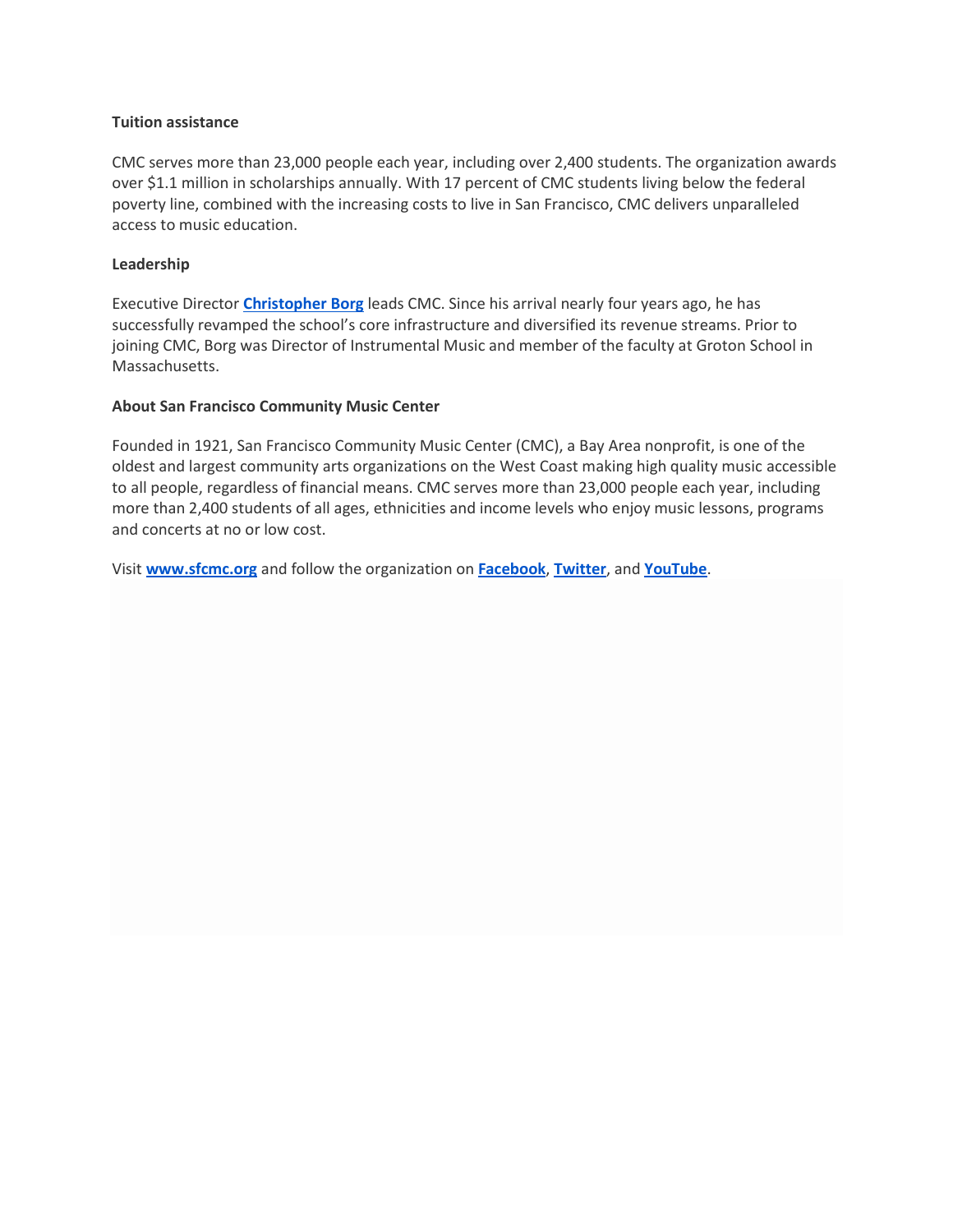**Tuition assistance**

CMC serves more than 23,000 people each year, including over 2,400 students. The organization awards over $1.1 million in scholarships annually. With 17 percent of CMC students living below the federal poverty line, combined with the increasing costs to live in San Francisco, CMC delivers unparalleled access to music education.

**Leadership**

Executive Director **Christopher Borg** leads CMC. Since his arrival nearly four years ago, he has successfully revamped the school's core infrastructure and diversified its revenue streams. Prior to joining CMC, Borg was Director of Instrumental Music and member of the faculty at Groton School in Massachusetts.

**About San Francisco Community Music Center**

Founded in 1921, San Francisco Community Music Center (CMC), a Bay Area nonprofit, is one of the oldest and largest community arts organizations on the West Coast making high quality music accessible to all people, regardless of financial means. CMC serves more than 23,000 people each year, including more than 2,400 students of all ages, ethnicities and income levels who enjoy music lessons, programs and concerts at no or low cost.

Visit **www.sfcmc.org** and follow the organization on **Facebook**, **Twitter**, and **YouTube**.